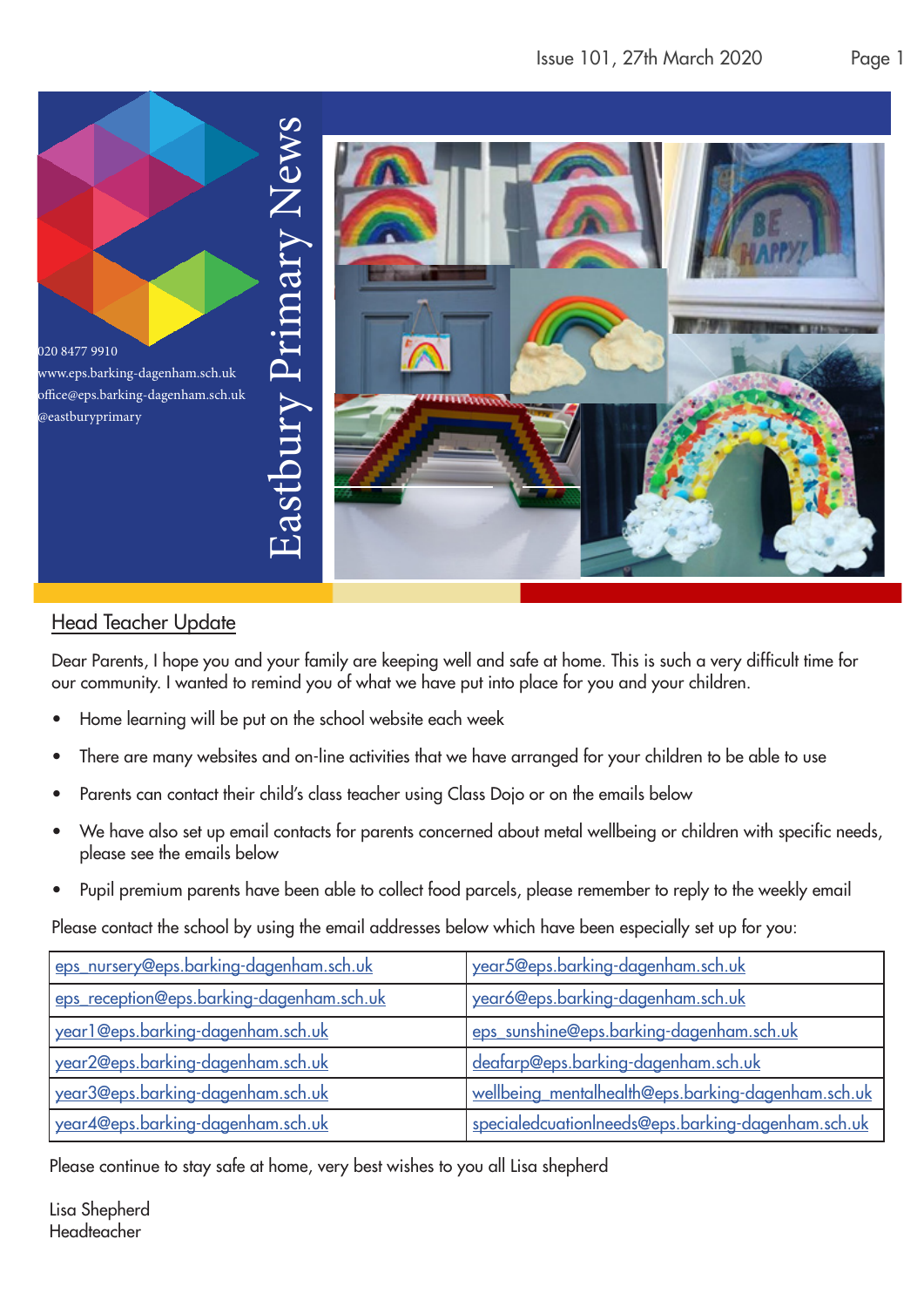# Eastbury Primary News

020 8477 9910
www.eps.barking-dagenham.sch.uk
office@eps.barking-dagenham.sch.uk
@eastburyprimary

## Head Teacher Update

Dear Parents, I hope you and your family are keeping well and safe at home. This is such a very difficult time for our community. I wanted to remind you of what we have put into place for you and your children.

- Home learning will be put on the school website each week
- There are many websites and on-line activities that we have arranged for your children to be able to use
- Parents can contact their child's class teacher using Class Dojo or on the emails below
- We have also set up email contacts for parents concerned about metal wellbeing or children with specific needs, please see the emails below
- Pupil premium parents have been able to collect food parcels, please remember to reply to the weekly email

Please contact the school by using the email addresses below which have been especially set up for you:

| | |
|---|---|
| eps_nursery@eps.barking-dagenham.sch.uk | year5@eps.barking-dagenham.sch.uk |
| eps_reception@eps.barking-dagenham.sch.uk | year6@eps.barking-dagenham.sch.uk |
| year1@eps.barking-dagenham.sch.uk | eps_sunshine@eps.barking-dagenham.sch.uk |
| year2@eps.barking-dagenham.sch.uk | deafarp@eps.barking-dagenham.sch.uk |
| year3@eps.barking-dagenham.sch.uk | wellbeing_mentalhealth@eps.barking-dagenham.sch.uk |
| year4@eps.barking-dagenham.sch.uk | specialedcuationlneeds@eps.barking-dagenham.sch.uk |

Please continue to stay safe at home, very best wishes to you all Lisa shepherd

Lisa Shepherd
Headteacher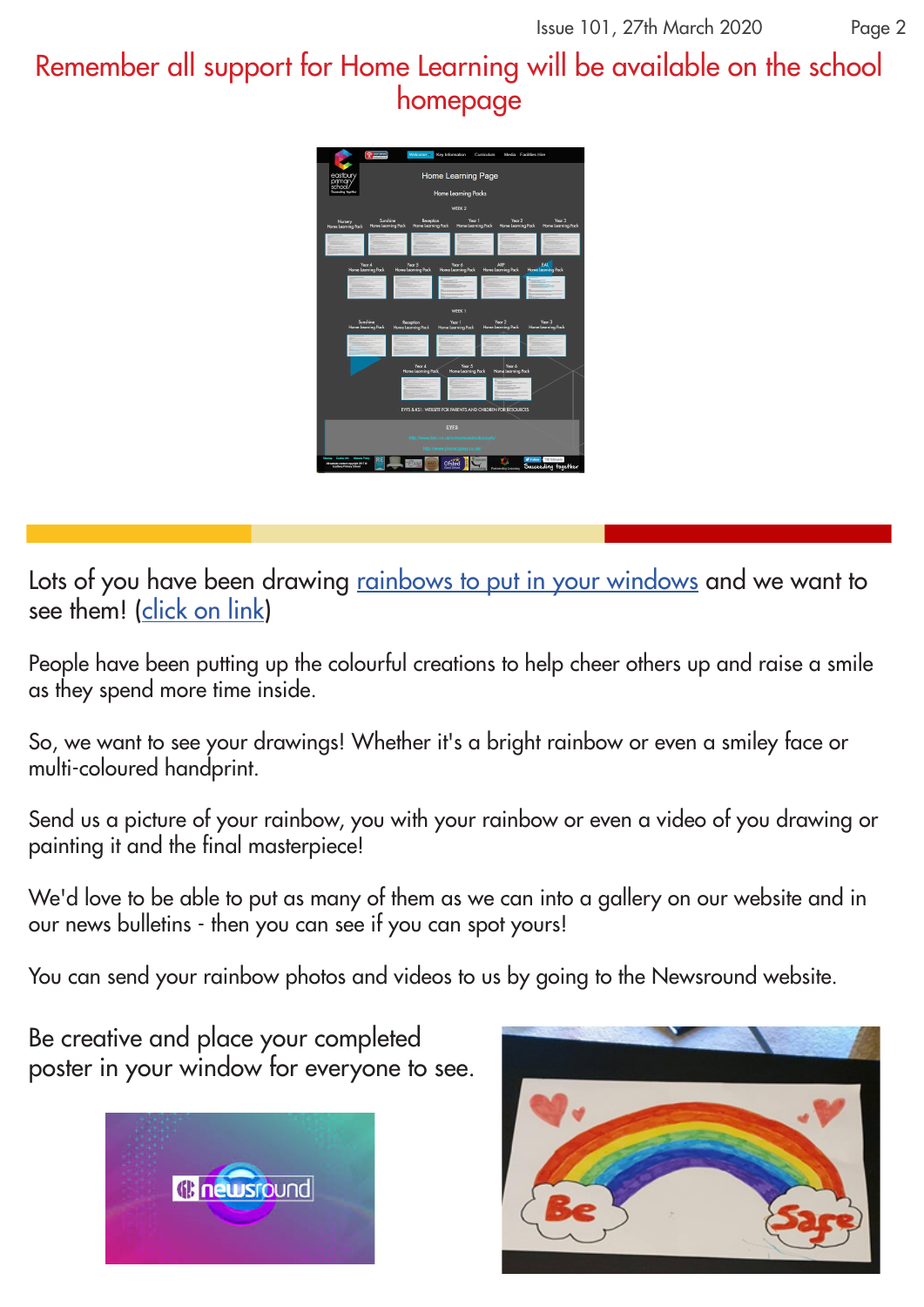Remember all support for Home Learning will be available on the school homepage

Lots of you have been drawing rainbows to put in your windows and we want to see them! (click on link)

People have been putting up the colourful creations to help cheer others up and raise a smile as they spend more time inside.

So, we want to see your drawings! Whether it's a bright rainbow or even a smiley face or multi-coloured handprint.

Send us a picture of your rainbow, you with your rainbow or even a video of you drawing or painting it and the final masterpiece!

We'd love to be able to put as many of them as we can into a gallery on our website and in our news bulletins - then you can see if you can spot yours!

You can send your rainbow photos and videos to us by going to the Newsround website.

Be creative and place your completed poster in your window for everyone to see.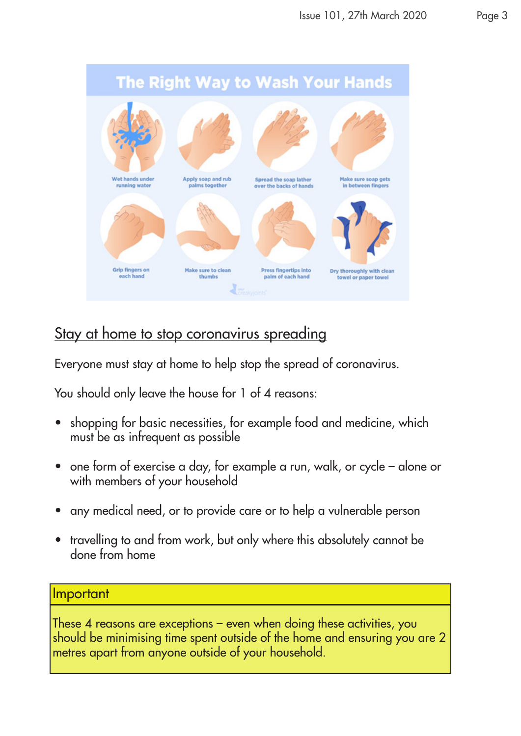## The Right Way to Wash Your Hands

Wet hands under running water

Apply soap and rub palms together

Spread the soap lather over the backs of hands

Make sure soap gets in between fingers

Grip fingers on each hand

Make sure to clean thumbs

Press fingertips into palm of each hand

Dry thoroughly with clean towel or paper towel

## Stay at home to stop coronavirus spreading

Everyone must stay at home to help stop the spread of coronavirus.

You should only leave the house for 1 of 4 reasons:

- shopping for basic necessities, for example food and medicine, which must be as infrequent as possible
- one form of exercise a day, for example a run, walk, or cycle – alone or with members of your household
- any medical need, or to provide care or to help a vulnerable person
- travelling to and from work, but only where this absolutely cannot be done from home

**Important**

These 4 reasons are exceptions – even when doing these activities, you should be minimising time spent outside of the home and ensuring you are 2 metres apart from anyone outside of your household.